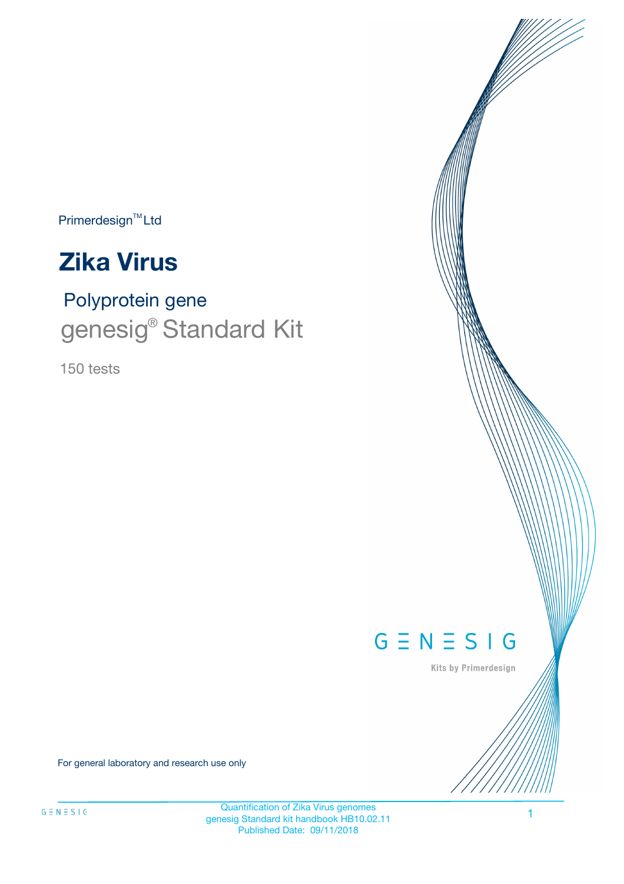Primerdesign™ Ltd

# Zika Virus

## Polyprotein gene

## genesig® Standard Kit

150 tests

GENESIG

Kits by Primerdesign

For general laboratory and research use only

Quantification of Zika Virus genomes
genesig Standard kit handbook HB10.02.11
Published Date: 09/11/2018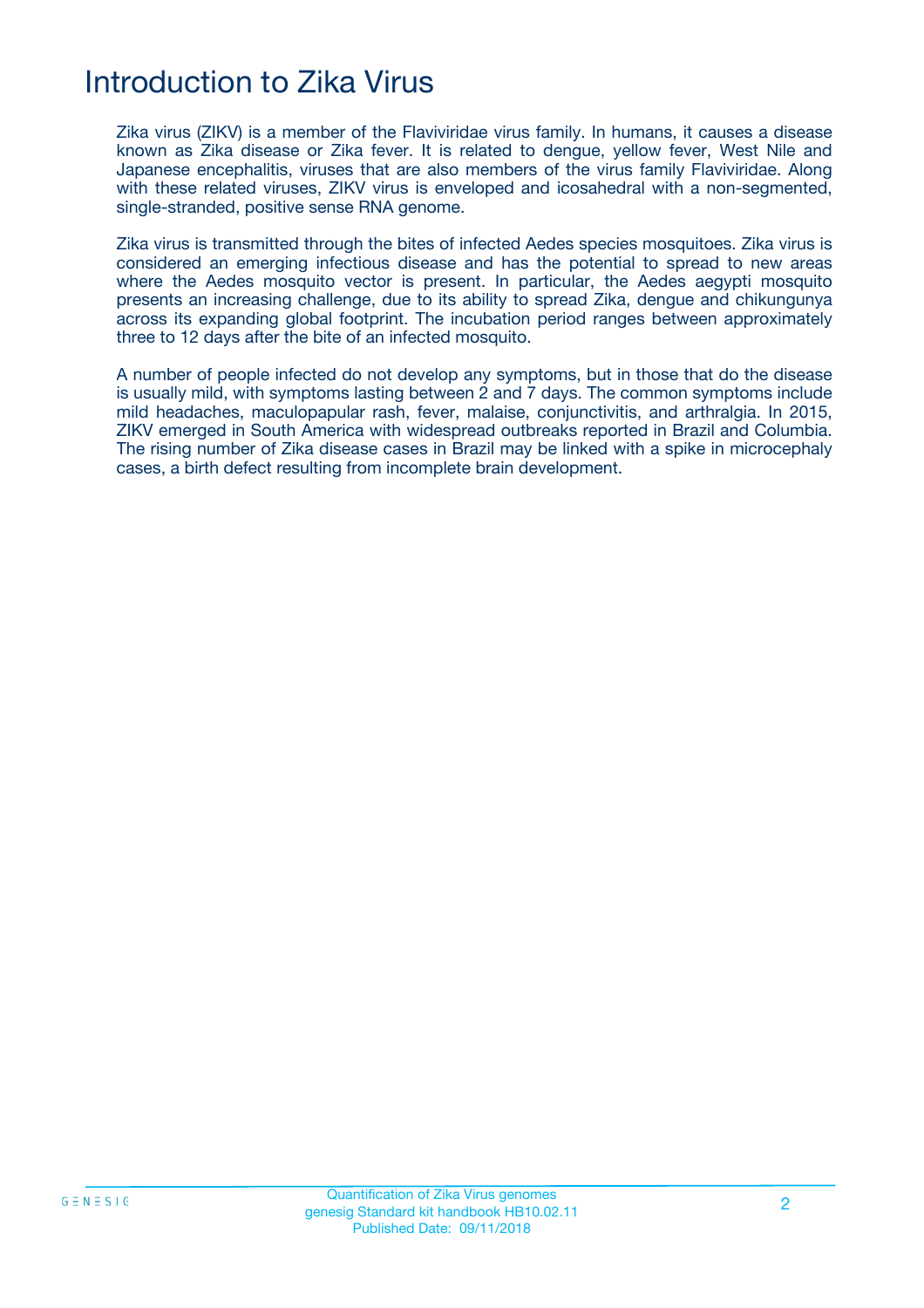# Introduction to Zika Virus

Zika virus (ZIKV) is a member of the Flaviviridae virus family. In humans, it causes a disease known as Zika disease or Zika fever. It is related to dengue, yellow fever, West Nile and Japanese encephalitis, viruses that are also members of the virus family Flaviviridae. Along with these related viruses, ZIKV virus is enveloped and icosahedral with a non-segmented, single-stranded, positive sense RNA genome.

Zika virus is transmitted through the bites of infected Aedes species mosquitoes. Zika virus is considered an emerging infectious disease and has the potential to spread to new areas where the Aedes mosquito vector is present. In particular, the Aedes aegypti mosquito presents an increasing challenge, due to its ability to spread Zika, dengue and chikungunya across its expanding global footprint. The incubation period ranges between approximately three to 12 days after the bite of an infected mosquito.

A number of people infected do not develop any symptoms, but in those that do the disease is usually mild, with symptoms lasting between 2 and 7 days. The common symptoms include mild headaches, maculopapular rash, fever, malaise, conjunctivitis, and arthralgia. In 2015, ZIKV emerged in South America with widespread outbreaks reported in Brazil and Columbia. The rising number of Zika disease cases in Brazil may be linked with a spike in microcephaly cases, a birth defect resulting from incomplete brain development.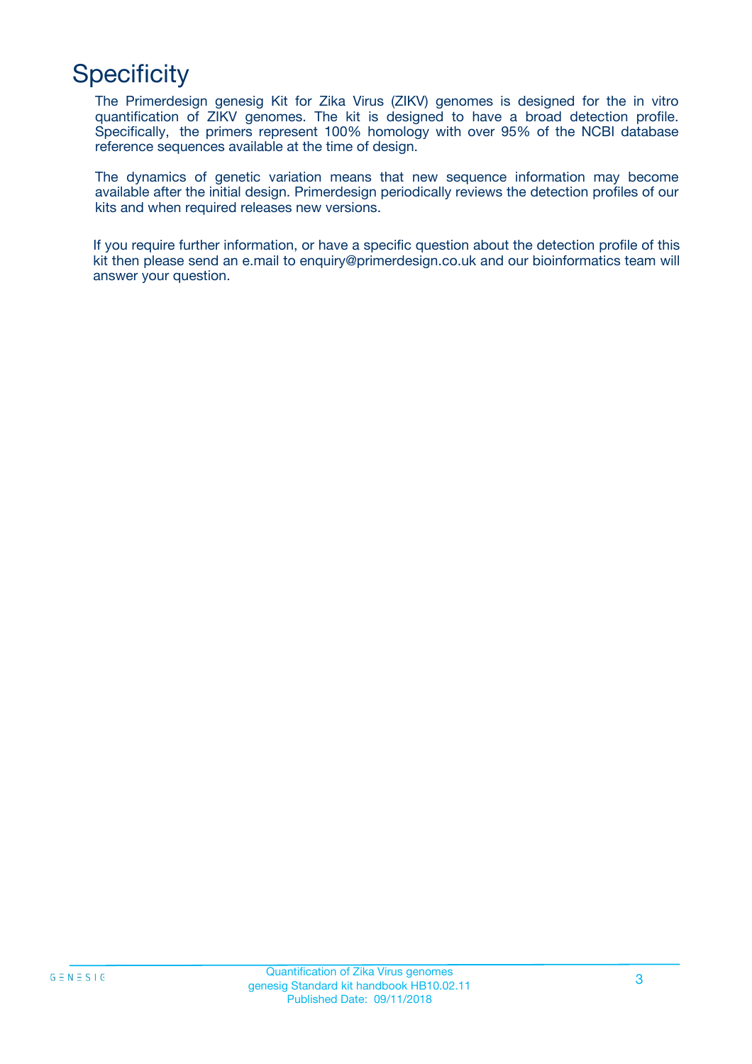# Specificity

The Primerdesign genesig Kit for Zika Virus (ZIKV) genomes is designed for the in vitro quantification of ZIKV genomes. The kit is designed to have a broad detection profile. Specifically, the primers represent 100% homology with over 95% of the NCBI database reference sequences available at the time of design.

The dynamics of genetic variation means that new sequence information may become available after the initial design. Primerdesign periodically reviews the detection profiles of our kits and when required releases new versions.

If you require further information, or have a specific question about the detection profile of this kit then please send an e.mail to enquiry@primerdesign.co.uk and our bioinformatics team will answer your question.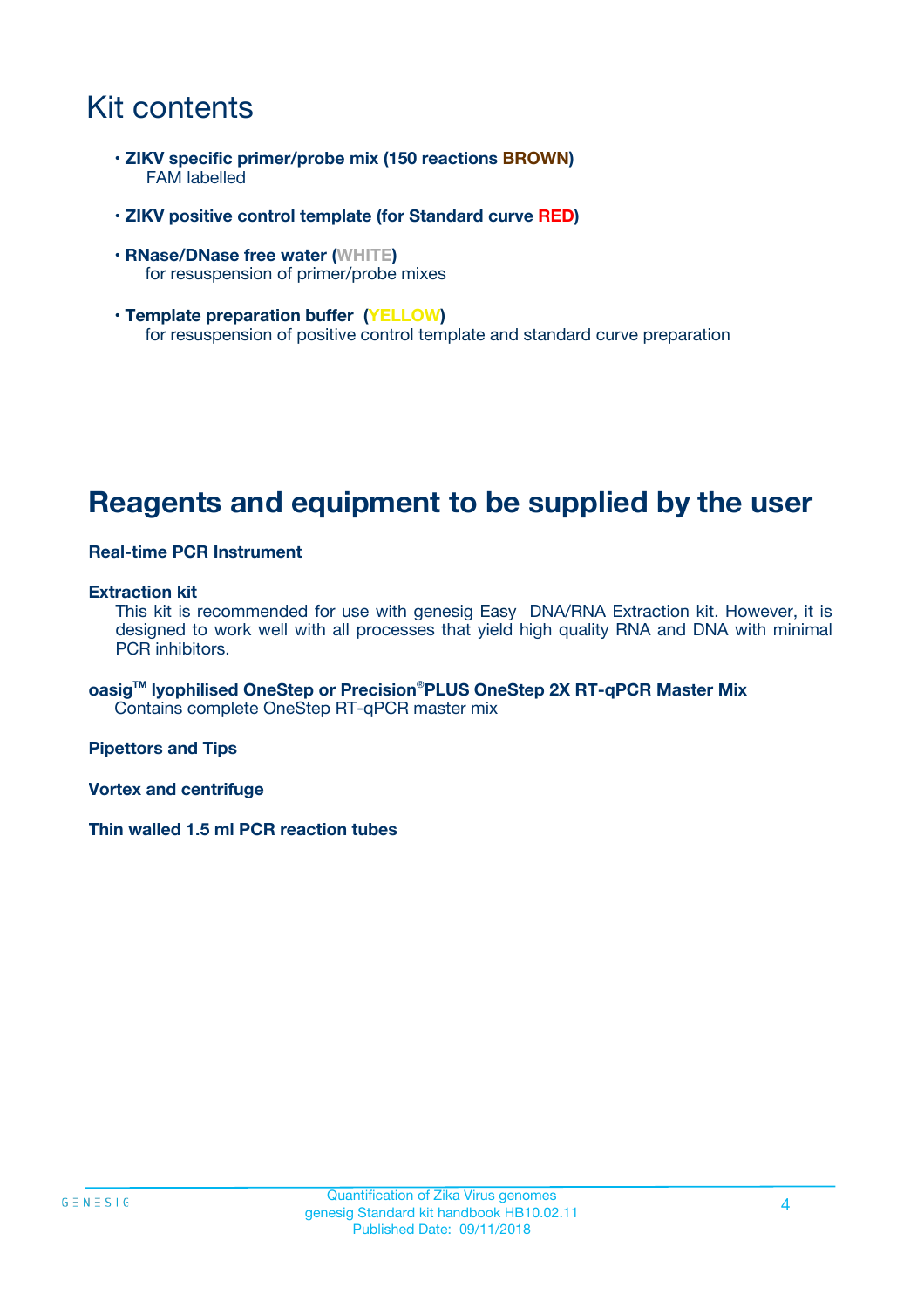# Kit contents

- **ZIKV specific primer/probe mix (150 reactions BROWN)**
  FAM labelled
- **ZIKV positive control template (for Standard curve RED)**
- **RNase/DNase free water (WHITE)**
  for resuspension of primer/probe mixes
- **Template preparation buffer (YELLOW)**
  for resuspension of positive control template and standard curve preparation

# Reagents and equipment to be supplied by the user

**Real-time PCR Instrument**

**Extraction kit**

This kit is recommended for use with genesig Easy DNA/RNA Extraction kit. However, it is designed to work well with all processes that yield high quality RNA and DNA with minimal PCR inhibitors.

**oasig™ lyophilised OneStep or Precision®PLUS OneStep 2X RT-qPCR Master Mix**

Contains complete OneStep RT-qPCR master mix

**Pipettors and Tips**

**Vortex and centrifuge**

**Thin walled 1.5 ml PCR reaction tubes**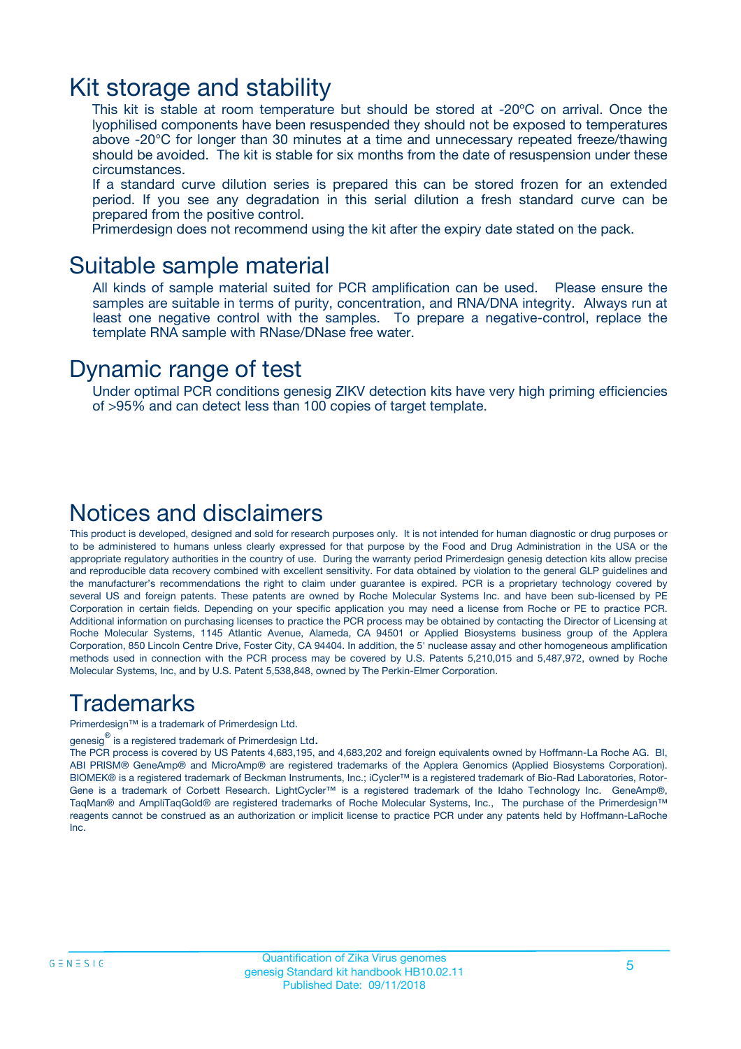# Kit storage and stability

This kit is stable at room temperature but should be stored at -20ºC on arrival. Once the lyophilised components have been resuspended they should not be exposed to temperatures above -20°C for longer than 30 minutes at a time and unnecessary repeated freeze/thawing should be avoided. The kit is stable for six months from the date of resuspension under these circumstances.

If a standard curve dilution series is prepared this can be stored frozen for an extended period. If you see any degradation in this serial dilution a fresh standard curve can be prepared from the positive control.

Primerdesign does not recommend using the kit after the expiry date stated on the pack.

# Suitable sample material

All kinds of sample material suited for PCR amplification can be used. Please ensure the samples are suitable in terms of purity, concentration, and RNA/DNA integrity. Always run at least one negative control with the samples. To prepare a negative-control, replace the template RNA sample with RNase/DNase free water.

# Dynamic range of test

Under optimal PCR conditions genesig ZIKV detection kits have very high priming efficiencies of >95% and can detect less than 100 copies of target template.

# Notices and disclaimers

This product is developed, designed and sold for research purposes only. It is not intended for human diagnostic or drug purposes or to be administered to humans unless clearly expressed for that purpose by the Food and Drug Administration in the USA or the appropriate regulatory authorities in the country of use. During the warranty period Primerdesign genesig detection kits allow precise and reproducible data recovery combined with excellent sensitivity. For data obtained by violation to the general GLP guidelines and the manufacturer's recommendations the right to claim under guarantee is expired. PCR is a proprietary technology covered by several US and foreign patents. These patents are owned by Roche Molecular Systems Inc. and have been sub-licensed by PE Corporation in certain fields. Depending on your specific application you may need a license from Roche or PE to practice PCR. Additional information on purchasing licenses to practice the PCR process may be obtained by contacting the Director of Licensing at Roche Molecular Systems, 1145 Atlantic Avenue, Alameda, CA 94501 or Applied Biosystems business group of the Applera Corporation, 850 Lincoln Centre Drive, Foster City, CA 94404. In addition, the 5' nuclease assay and other homogeneous amplification methods used in connection with the PCR process may be covered by U.S. Patents 5,210,015 and 5,487,972, owned by Roche Molecular Systems, Inc, and by U.S. Patent 5,538,848, owned by The Perkin-Elmer Corporation.

# Trademarks

Primerdesign™ is a trademark of Primerdesign Ltd.

genesig® is a registered trademark of Primerdesign Ltd.

The PCR process is covered by US Patents 4,683,195, and 4,683,202 and foreign equivalents owned by Hoffmann-La Roche AG. BI, ABI PRISM® GeneAmp® and MicroAmp® are registered trademarks of the Applera Genomics (Applied Biosystems Corporation). BIOMEK® is a registered trademark of Beckman Instruments, Inc.; iCycler™ is a registered trademark of Bio-Rad Laboratories, Rotor-Gene is a trademark of Corbett Research. LightCycler™ is a registered trademark of the Idaho Technology Inc. GeneAmp®, TaqMan® and AmpliTaqGold® are registered trademarks of Roche Molecular Systems, Inc., The purchase of the Primerdesign™ reagents cannot be construed as an authorization or implicit license to practice PCR under any patents held by Hoffmann-LaRoche Inc.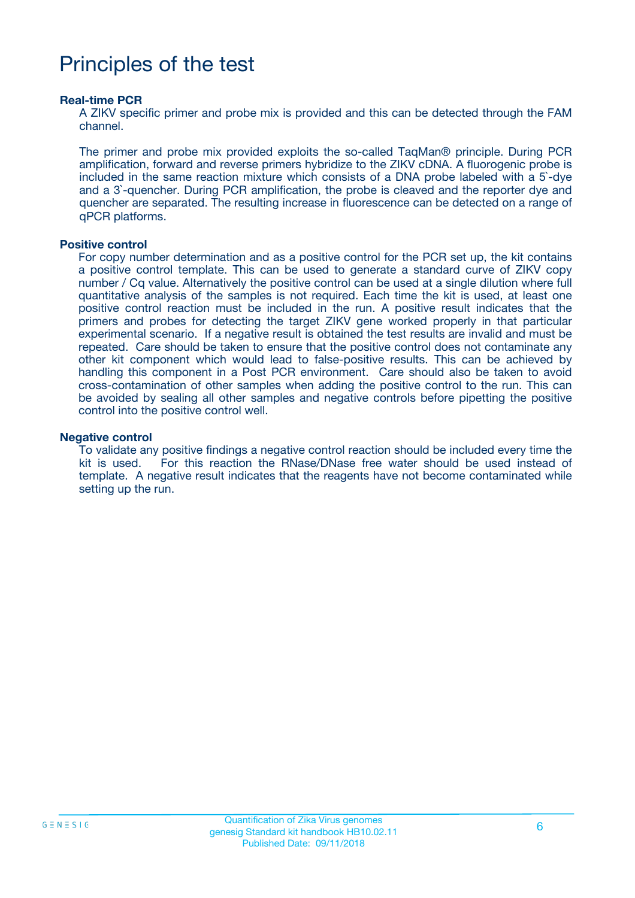# Principles of the test

### Real-time PCR

A ZIKV specific primer and probe mix is provided and this can be detected through the FAM channel.

The primer and probe mix provided exploits the so-called TaqMan® principle. During PCR amplification, forward and reverse primers hybridize to the ZIKV cDNA. A fluorogenic probe is included in the same reaction mixture which consists of a DNA probe labeled with a 5`-dye and a 3`-quencher. During PCR amplification, the probe is cleaved and the reporter dye and quencher are separated. The resulting increase in fluorescence can be detected on a range of qPCR platforms.

### Positive control

For copy number determination and as a positive control for the PCR set up, the kit contains a positive control template. This can be used to generate a standard curve of ZIKV copy number / Cq value. Alternatively the positive control can be used at a single dilution where full quantitative analysis of the samples is not required. Each time the kit is used, at least one positive control reaction must be included in the run. A positive result indicates that the primers and probes for detecting the target ZIKV gene worked properly in that particular experimental scenario. If a negative result is obtained the test results are invalid and must be repeated. Care should be taken to ensure that the positive control does not contaminate any other kit component which would lead to false-positive results. This can be achieved by handling this component in a Post PCR environment. Care should also be taken to avoid cross-contamination of other samples when adding the positive control to the run. This can be avoided by sealing all other samples and negative controls before pipetting the positive control into the positive control well.

### Negative control

To validate any positive findings a negative control reaction should be included every time the kit is used. For this reaction the RNase/DNase free water should be used instead of template. A negative result indicates that the reagents have not become contaminated while setting up the run.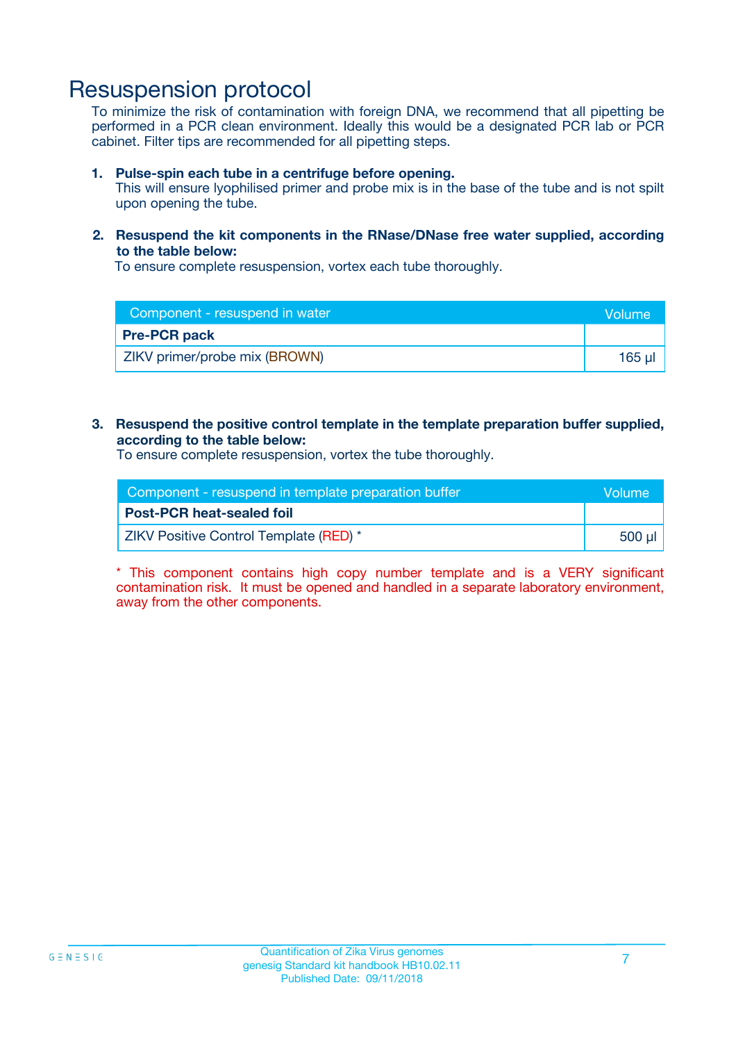# Resuspension protocol

To minimize the risk of contamination with foreign DNA, we recommend that all pipetting be performed in a PCR clean environment. Ideally this would be a designated PCR lab or PCR cabinet. Filter tips are recommended for all pipetting steps.

1. **Pulse-spin each tube in a centrifuge before opening.**
   This will ensure lyophilised primer and probe mix is in the base of the tube and is not spilt upon opening the tube.

2. **Resuspend the kit components in the RNase/DNase free water supplied, according to the table below:**
   To ensure complete resuspension, vortex each tube thoroughly.

| Component - resuspend in water | Volume |
|---|---|
| **Pre-PCR pack** | |
| ZIKV primer/probe mix (BROWN) | 165 µl |

3. **Resuspend the positive control template in the template preparation buffer supplied, according to the table below:**
   To ensure complete resuspension, vortex the tube thoroughly.

| Component - resuspend in template preparation buffer | Volume |
|---|---|
| **Post-PCR heat-sealed foil** | |
| ZIKV Positive Control Template (RED) * | 500 µl |

* This component contains high copy number template and is a VERY significant contamination risk. It must be opened and handled in a separate laboratory environment, away from the other components.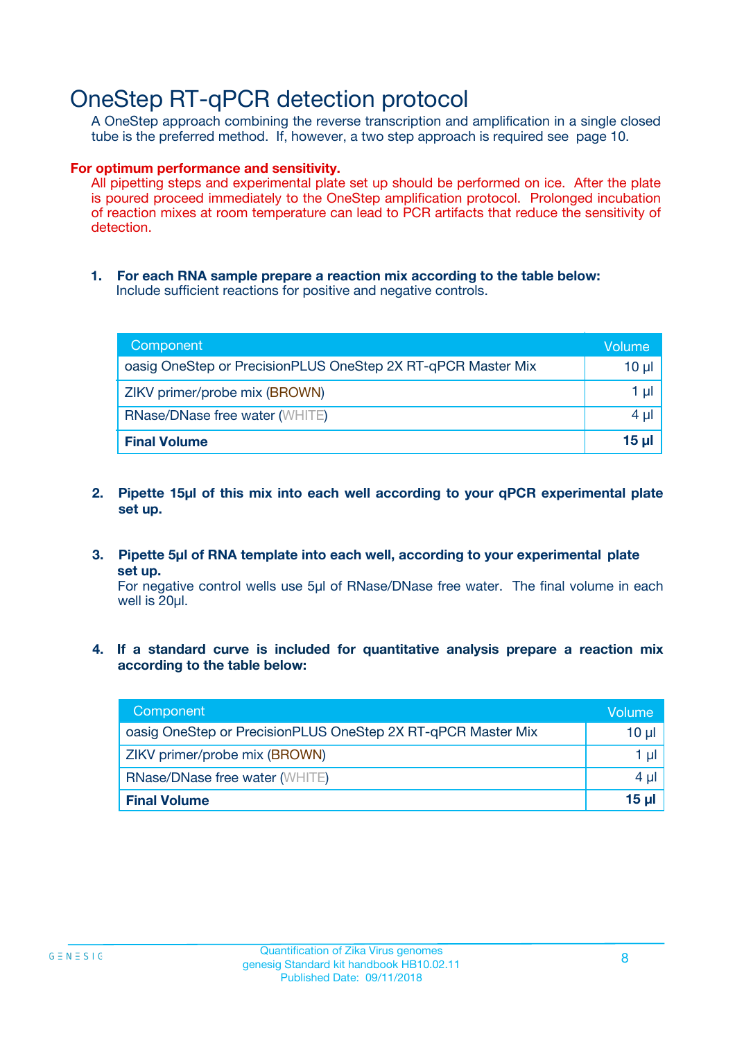# OneStep RT-qPCR detection protocol

A OneStep approach combining the reverse transcription and amplification in a single closed tube is the preferred method. If, however, a two step approach is required see page 10.

**For optimum performance and sensitivity.**

All pipetting steps and experimental plate set up should be performed on ice. After the plate is poured proceed immediately to the OneStep amplification protocol. Prolonged incubation of reaction mixes at room temperature can lead to PCR artifacts that reduce the sensitivity of detection.

1. **For each RNA sample prepare a reaction mix according to the table below:**
   Include sufficient reactions for positive and negative controls.

| Component | Volume |
|---|---|
| oasig OneStep or PrecisionPLUS OneStep 2X RT-qPCR Master Mix | 10 µl |
| ZIKV primer/probe mix (BROWN) | 1 µl |
| RNase/DNase free water (WHITE) | 4 µl |
| **Final Volume** | **15 µl** |

2. **Pipette 15µl of this mix into each well according to your qPCR experimental plate set up.**

3. **Pipette 5µl of RNA template into each well, according to your experimental plate set up.**
   For negative control wells use 5µl of RNase/DNase free water. The final volume in each well is 20µl.

4. **If a standard curve is included for quantitative analysis prepare a reaction mix according to the table below:**

| Component | Volume |
|---|---|
| oasig OneStep or PrecisionPLUS OneStep 2X RT-qPCR Master Mix | 10 µl |
| ZIKV primer/probe mix (BROWN) | 1 µl |
| RNase/DNase free water (WHITE) | 4 µl |
| **Final Volume** | **15 µl** |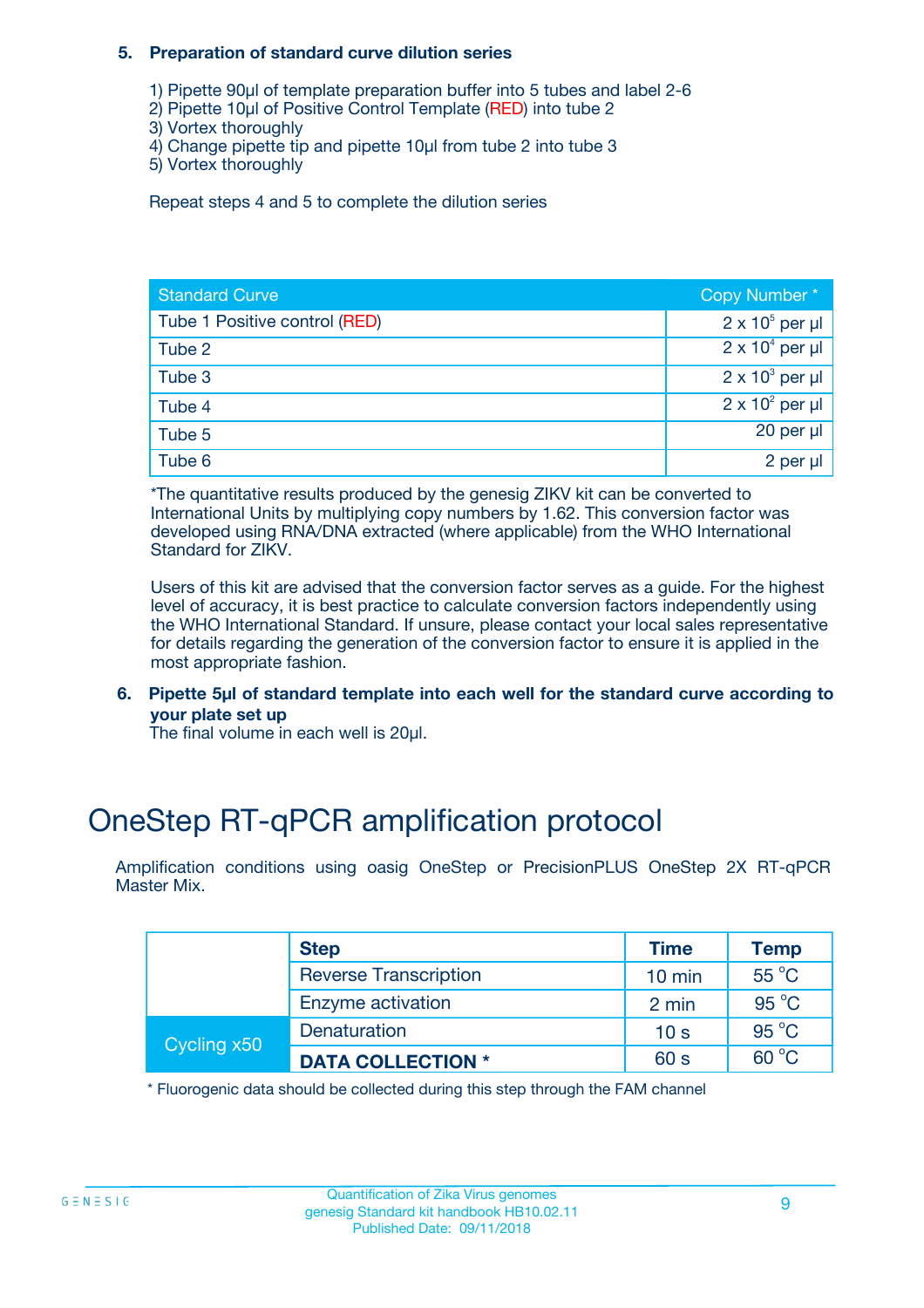### 5. Preparation of standard curve dilution series

1) Pipette 90µl of template preparation buffer into 5 tubes and label 2-6
2) Pipette 10µl of Positive Control Template (RED) into tube 2
3) Vortex thoroughly
4) Change pipette tip and pipette 10µl from tube 2 into tube 3
5) Vortex thoroughly

Repeat steps 4 and 5 to complete the dilution series

| Standard Curve | Copy Number * |
|---|---|
| Tube 1 Positive control (RED) | $2 \times 10^5$ per µl |
| Tube 2 | $2 \times 10^4$ per µl |
| Tube 3 | $2 \times 10^3$ per µl |
| Tube 4 | $2 \times 10^2$ per µl |
| Tube 5 | 20 per µl |
| Tube 6 | 2 per µl |

*The quantitative results produced by the genesig ZIKV kit can be converted to International Units by multiplying copy numbers by 1.62. This conversion factor was developed using RNA/DNA extracted (where applicable) from the WHO International Standard for ZIKV.

Users of this kit are advised that the conversion factor serves as a guide. For the highest level of accuracy, it is best practice to calculate conversion factors independently using the WHO International Standard. If unsure, please contact your local sales representative for details regarding the generation of the conversion factor to ensure it is applied in the most appropriate fashion.

### 6. Pipette 5µl of standard template into each well for the standard curve according to your plate set up

The final volume in each well is 20µl.

# OneStep RT-qPCR amplification protocol

Amplification conditions using oasig OneStep or PrecisionPLUS OneStep 2X RT-qPCR Master Mix.

| | Step | Time | Temp |
|---|---|---|---|
| | Reverse Transcription | 10 min | 55 °C |
| | Enzyme activation | 2 min | 95 °C |
| Cycling x50 | Denaturation | 10 s | 95 °C |
| | **DATA COLLECTION *** | 60 s | 60 °C |

* Fluorogenic data should be collected during this step through the FAM channel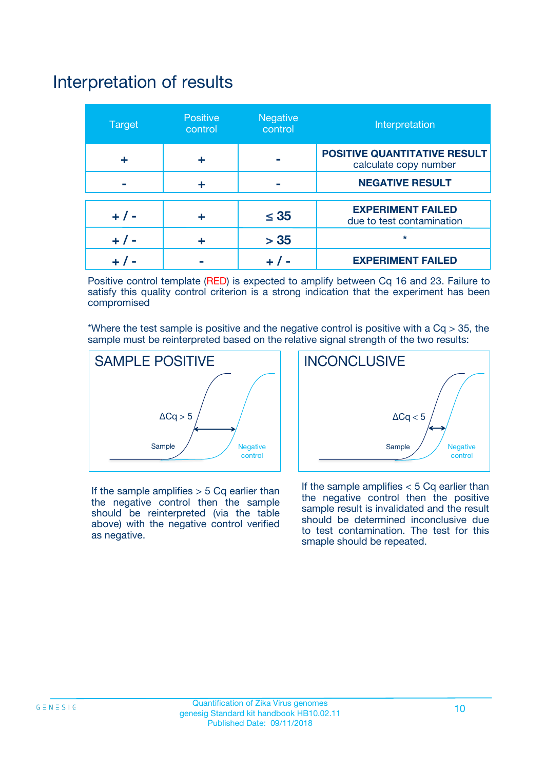# Interpretation of results

| Target | Positive control | Negative control | Interpretation |
|---|---|---|---|
| + | + | - | **POSITIVE QUANTITATIVE RESULT** calculate copy number |
| - | + | - | **NEGATIVE RESULT** |
| + / - | + | ≤ 35 | **EXPERIMENT FAILED** due to test contamination |
| + / - | + | > 35 | * |
| + / - | - | + / - | **EXPERIMENT FAILED** |

Positive control template (RED) is expected to amplify between Cq 16 and 23. Failure to satisfy this quality control criterion is a strong indication that the experiment has been compromised

*Where the test sample is positive and the negative control is positive with a Cq > 35, the sample must be reinterpreted based on the relative signal strength of the two results:

SAMPLE POSITIVE

ΔCq > 5

Sample

Negative control

If the sample amplifies > 5 Cq earlier than the negative control then the sample should be reinterpreted (via the table above) with the negative control verified as negative.

INCONCLUSIVE

ΔCq < 5

Sample

Negative control

If the sample amplifies < 5 Cq earlier than the negative control then the positive sample result is invalidated and the result should be determined inconclusive due to test contamination. The test for this smaple should be repeated.